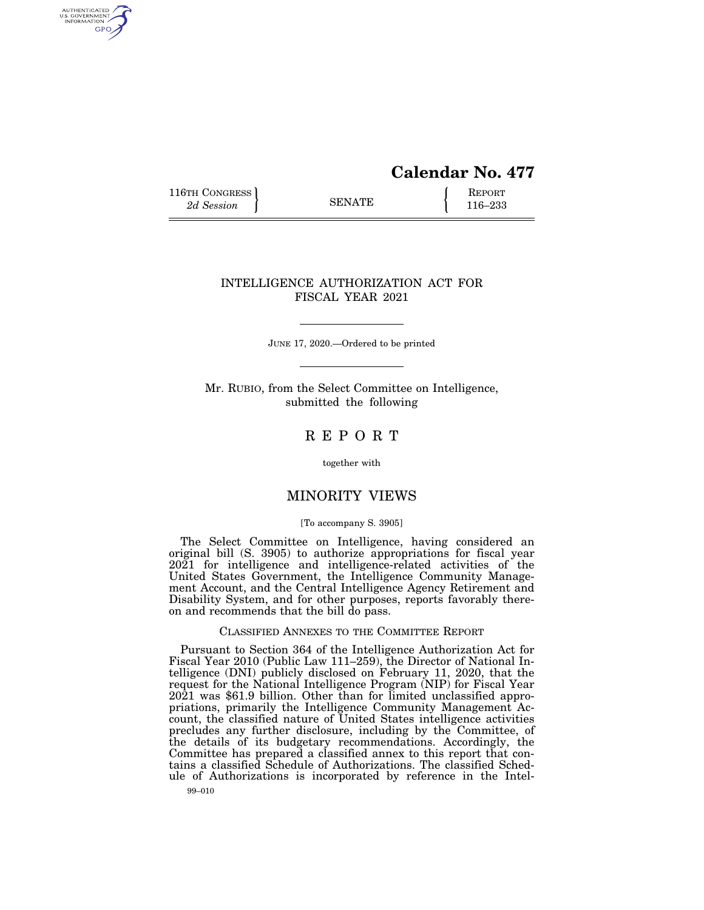**Calendar No. 477**

116TH CONGRESS
*2d Session*

SENATE

REPORT
116–233

# INTELLIGENCE AUTHORIZATION ACT FOR FISCAL YEAR 2021

JUNE 17, 2020.—Ordered to be printed

Mr. RUBIO, from the Select Committee on Intelligence, submitted the following

# R E P O R T

together with

# MINORITY VIEWS

[To accompany S. 3905]

The Select Committee on Intelligence, having considered an original bill (S. 3905) to authorize appropriations for fiscal year 2021 for intelligence and intelligence-related activities of the United States Government, the Intelligence Community Management Account, and the Central Intelligence Agency Retirement and Disability System, and for other purposes, reports favorably thereon and recommends that the bill do pass.

## CLASSIFIED ANNEXES TO THE COMMITTEE REPORT

Pursuant to Section 364 of the Intelligence Authorization Act for Fiscal Year 2010 (Public Law 111–259), the Director of National Intelligence (DNI) publicly disclosed on February 11, 2020, that the request for the National Intelligence Program (NIP) for Fiscal Year 2021 was $61.9 billion. Other than for limited unclassified appropriations, primarily the Intelligence Community Management Account, the classified nature of United States intelligence activities precludes any further disclosure, including by the Committee, of the details of its budgetary recommendations. Accordingly, the Committee has prepared a classified annex to this report that contains a classified Schedule of Authorizations. The classified Schedule of Authorizations is incorporated by reference in the Intel-

99–010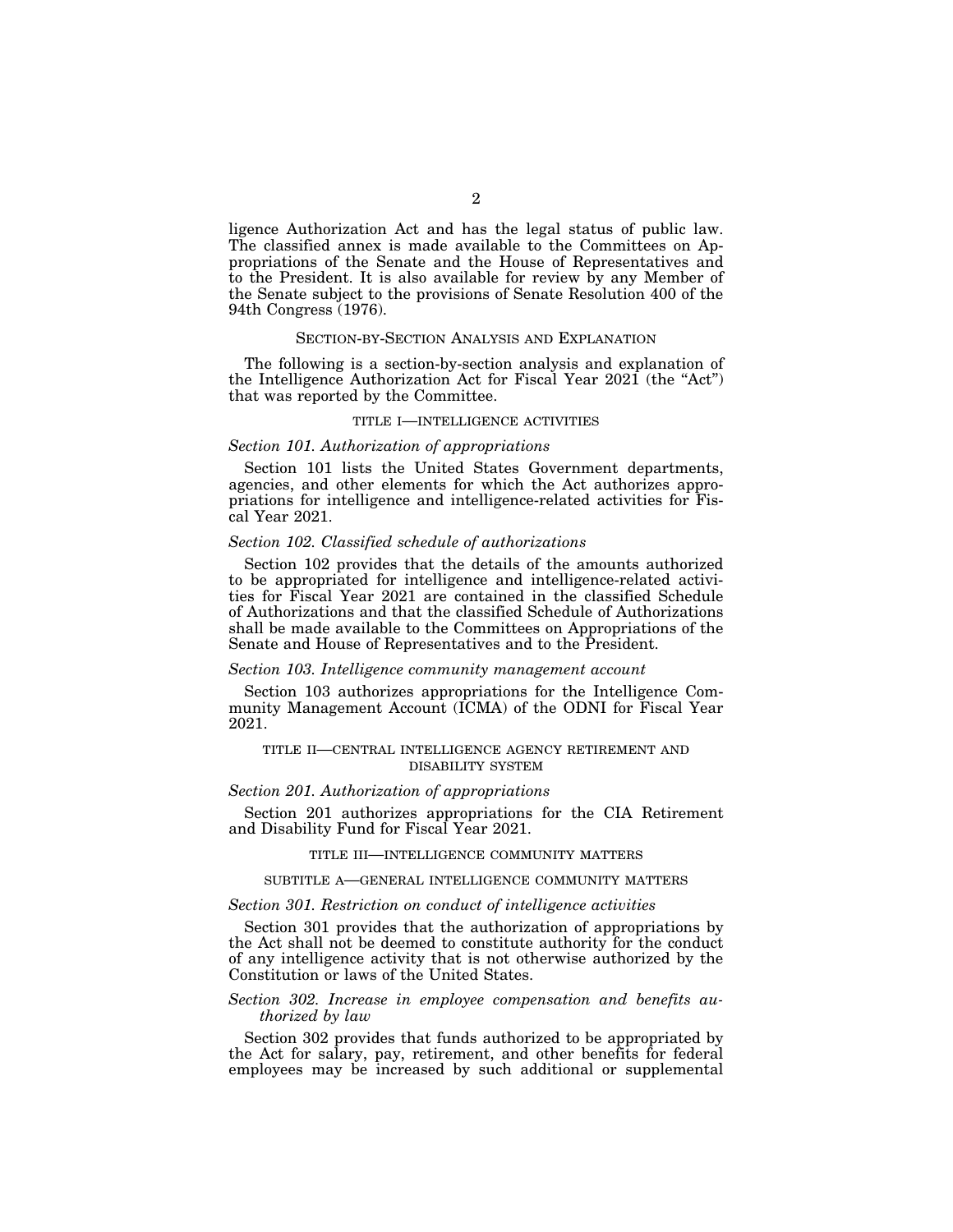ligence Authorization Act and has the legal status of public law. The classified annex is made available to the Committees on Appropriations of the Senate and the House of Representatives and to the President. It is also available for review by any Member of the Senate subject to the provisions of Senate Resolution 400 of the 94th Congress (1976).

## SECTION-BY-SECTION ANALYSIS AND EXPLANATION

The following is a section-by-section analysis and explanation of the Intelligence Authorization Act for Fiscal Year 2021 (the "Act") that was reported by the Committee.

### TITLE I—INTELLIGENCE ACTIVITIES

*Section 101. Authorization of appropriations*

Section 101 lists the United States Government departments, agencies, and other elements for which the Act authorizes appropriations for intelligence and intelligence-related activities for Fiscal Year 2021.

*Section 102. Classified schedule of authorizations*

Section 102 provides that the details of the amounts authorized to be appropriated for intelligence and intelligence-related activities for Fiscal Year 2021 are contained in the classified Schedule of Authorizations and that the classified Schedule of Authorizations shall be made available to the Committees on Appropriations of the Senate and House of Representatives and to the President.

*Section 103. Intelligence community management account*

Section 103 authorizes appropriations for the Intelligence Community Management Account (ICMA) of the ODNI for Fiscal Year 2021.

### TITLE II—CENTRAL INTELLIGENCE AGENCY RETIREMENT AND DISABILITY SYSTEM

*Section 201. Authorization of appropriations*

Section 201 authorizes appropriations for the CIA Retirement and Disability Fund for Fiscal Year 2021.

### TITLE III—INTELLIGENCE COMMUNITY MATTERS

#### SUBTITLE A—GENERAL INTELLIGENCE COMMUNITY MATTERS

*Section 301. Restriction on conduct of intelligence activities*

Section 301 provides that the authorization of appropriations by the Act shall not be deemed to constitute authority for the conduct of any intelligence activity that is not otherwise authorized by the Constitution or laws of the United States.

*Section 302. Increase in employee compensation and benefits authorized by law*

Section 302 provides that funds authorized to be appropriated by the Act for salary, pay, retirement, and other benefits for federal employees may be increased by such additional or supplemental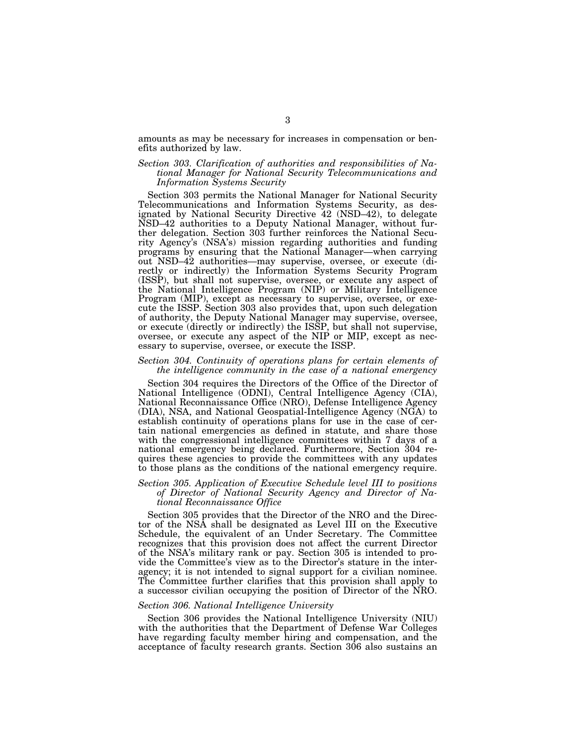amounts as may be necessary for increases in compensation or benefits authorized by law.

*Section 303. Clarification of authorities and responsibilities of National Manager for National Security Telecommunications and Information Systems Security*

Section 303 permits the National Manager for National Security Telecommunications and Information Systems Security, as designated by National Security Directive 42 (NSD–42), to delegate NSD–42 authorities to a Deputy National Manager, without further delegation. Section 303 further reinforces the National Security Agency's (NSA's) mission regarding authorities and funding programs by ensuring that the National Manager—when carrying out NSD–42 authorities—may supervise, oversee, or execute (directly or indirectly) the Information Systems Security Program (ISSP), but shall not supervise, oversee, or execute any aspect of the National Intelligence Program (NIP) or Military Intelligence Program (MIP), except as necessary to supervise, oversee, or execute the ISSP. Section 303 also provides that, upon such delegation of authority, the Deputy National Manager may supervise, oversee, or execute (directly or indirectly) the ISSP, but shall not supervise, oversee, or execute any aspect of the NIP or MIP, except as necessary to supervise, oversee, or execute the ISSP.

*Section 304. Continuity of operations plans for certain elements of the intelligence community in the case of a national emergency*

Section 304 requires the Directors of the Office of the Director of National Intelligence (ODNI), Central Intelligence Agency (CIA), National Reconnaissance Office (NRO), Defense Intelligence Agency (DIA), NSA, and National Geospatial-Intelligence Agency (NGA) to establish continuity of operations plans for use in the case of certain national emergencies as defined in statute, and share those with the congressional intelligence committees within 7 days of a national emergency being declared. Furthermore, Section 304 requires these agencies to provide the committees with any updates to those plans as the conditions of the national emergency require.

*Section 305. Application of Executive Schedule level III to positions of Director of National Security Agency and Director of National Reconnaissance Office*

Section 305 provides that the Director of the NRO and the Director of the NSA shall be designated as Level III on the Executive Schedule, the equivalent of an Under Secretary. The Committee recognizes that this provision does not affect the current Director of the NSA's military rank or pay. Section 305 is intended to provide the Committee's view as to the Director's stature in the interagency; it is not intended to signal support for a civilian nominee. The Committee further clarifies that this provision shall apply to a successor civilian occupying the position of Director of the NRO.

*Section 306. National Intelligence University*

Section 306 provides the National Intelligence University (NIU) with the authorities that the Department of Defense War Colleges have regarding faculty member hiring and compensation, and the acceptance of faculty research grants. Section 306 also sustains an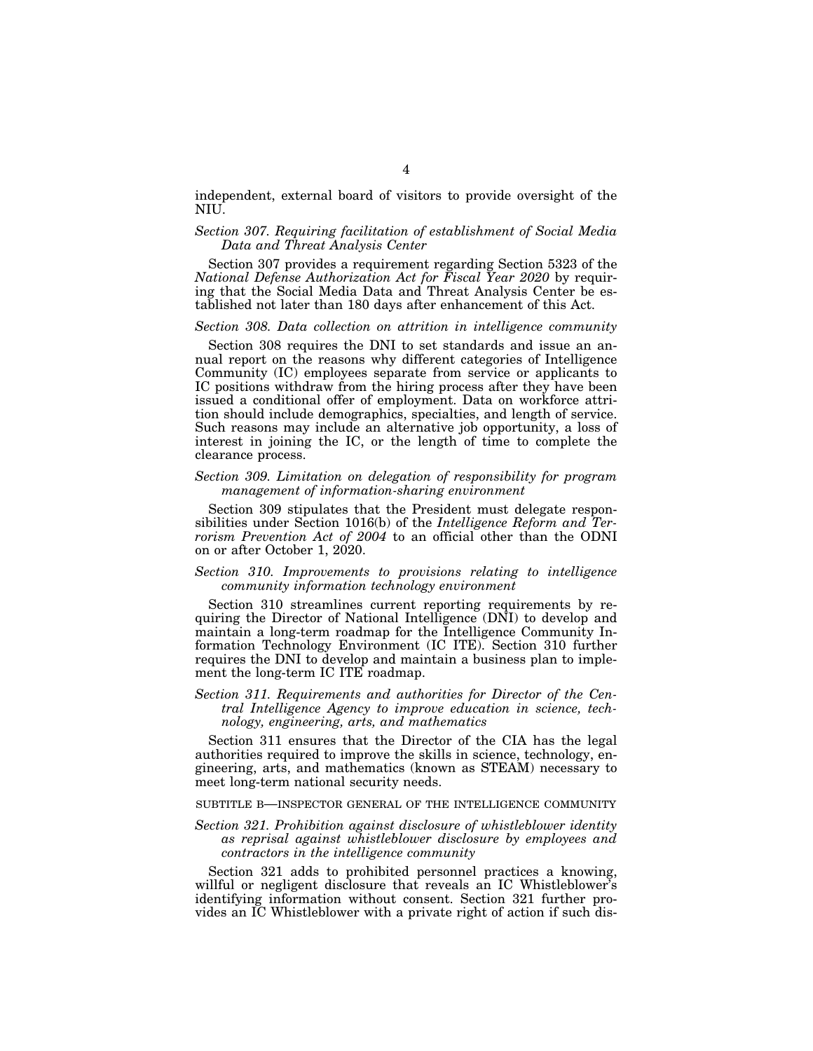independent, external board of visitors to provide oversight of the NIU.

*Section 307. Requiring facilitation of establishment of Social Media Data and Threat Analysis Center*

Section 307 provides a requirement regarding Section 5323 of the *National Defense Authorization Act for Fiscal Year 2020* by requiring that the Social Media Data and Threat Analysis Center be established not later than 180 days after enhancement of this Act.

*Section 308. Data collection on attrition in intelligence community*

Section 308 requires the DNI to set standards and issue an annual report on the reasons why different categories of Intelligence Community (IC) employees separate from service or applicants to IC positions withdraw from the hiring process after they have been issued a conditional offer of employment. Data on workforce attrition should include demographics, specialties, and length of service. Such reasons may include an alternative job opportunity, a loss of interest in joining the IC, or the length of time to complete the clearance process.

*Section 309. Limitation on delegation of responsibility for program management of information-sharing environment*

Section 309 stipulates that the President must delegate responsibilities under Section 1016(b) of the *Intelligence Reform and Terrorism Prevention Act of 2004* to an official other than the ODNI on or after October 1, 2020.

*Section 310. Improvements to provisions relating to intelligence community information technology environment*

Section 310 streamlines current reporting requirements by requiring the Director of National Intelligence (DNI) to develop and maintain a long-term roadmap for the Intelligence Community Information Technology Environment (IC ITE). Section 310 further requires the DNI to develop and maintain a business plan to implement the long-term IC ITE roadmap.

*Section 311. Requirements and authorities for Director of the Central Intelligence Agency to improve education in science, technology, engineering, arts, and mathematics*

Section 311 ensures that the Director of the CIA has the legal authorities required to improve the skills in science, technology, engineering, arts, and mathematics (known as STEAM) necessary to meet long-term national security needs.

SUBTITLE B—INSPECTOR GENERAL OF THE INTELLIGENCE COMMUNITY

*Section 321. Prohibition against disclosure of whistleblower identity as reprisal against whistleblower disclosure by employees and contractors in the intelligence community*

Section 321 adds to prohibited personnel practices a knowing, willful or negligent disclosure that reveals an IC Whistleblower's identifying information without consent. Section 321 further provides an IC Whistleblower with a private right of action if such dis-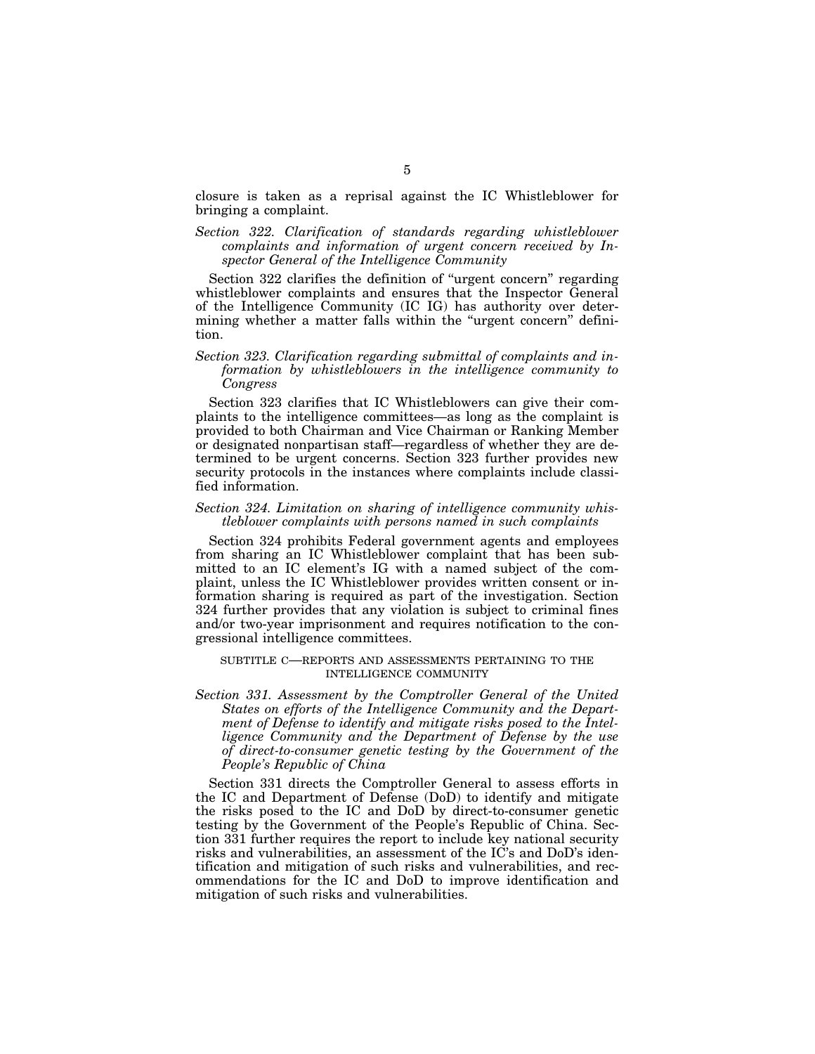closure is taken as a reprisal against the IC Whistleblower for bringing a complaint.

*Section 322. Clarification of standards regarding whistleblower complaints and information of urgent concern received by Inspector General of the Intelligence Community*

Section 322 clarifies the definition of "urgent concern" regarding whistleblower complaints and ensures that the Inspector General of the Intelligence Community (IC IG) has authority over determining whether a matter falls within the "urgent concern" definition.

*Section 323. Clarification regarding submittal of complaints and information by whistleblowers in the intelligence community to Congress*

Section 323 clarifies that IC Whistleblowers can give their complaints to the intelligence committees—as long as the complaint is provided to both Chairman and Vice Chairman or Ranking Member or designated nonpartisan staff—regardless of whether they are determined to be urgent concerns. Section 323 further provides new security protocols in the instances where complaints include classified information.

*Section 324. Limitation on sharing of intelligence community whistleblower complaints with persons named in such complaints*

Section 324 prohibits Federal government agents and employees from sharing an IC Whistleblower complaint that has been submitted to an IC element's IG with a named subject of the complaint, unless the IC Whistleblower provides written consent or information sharing is required as part of the investigation. Section 324 further provides that any violation is subject to criminal fines and/or two-year imprisonment and requires notification to the congressional intelligence committees.

SUBTITLE C—REPORTS AND ASSESSMENTS PERTAINING TO THE INTELLIGENCE COMMUNITY

*Section 331. Assessment by the Comptroller General of the United States on efforts of the Intelligence Community and the Department of Defense to identify and mitigate risks posed to the Intelligence Community and the Department of Defense by the use of direct-to-consumer genetic testing by the Government of the People's Republic of China*

Section 331 directs the Comptroller General to assess efforts in the IC and Department of Defense (DoD) to identify and mitigate the risks posed to the IC and DoD by direct-to-consumer genetic testing by the Government of the People's Republic of China. Section 331 further requires the report to include key national security risks and vulnerabilities, an assessment of the IC's and DoD's identification and mitigation of such risks and vulnerabilities, and recommendations for the IC and DoD to improve identification and mitigation of such risks and vulnerabilities.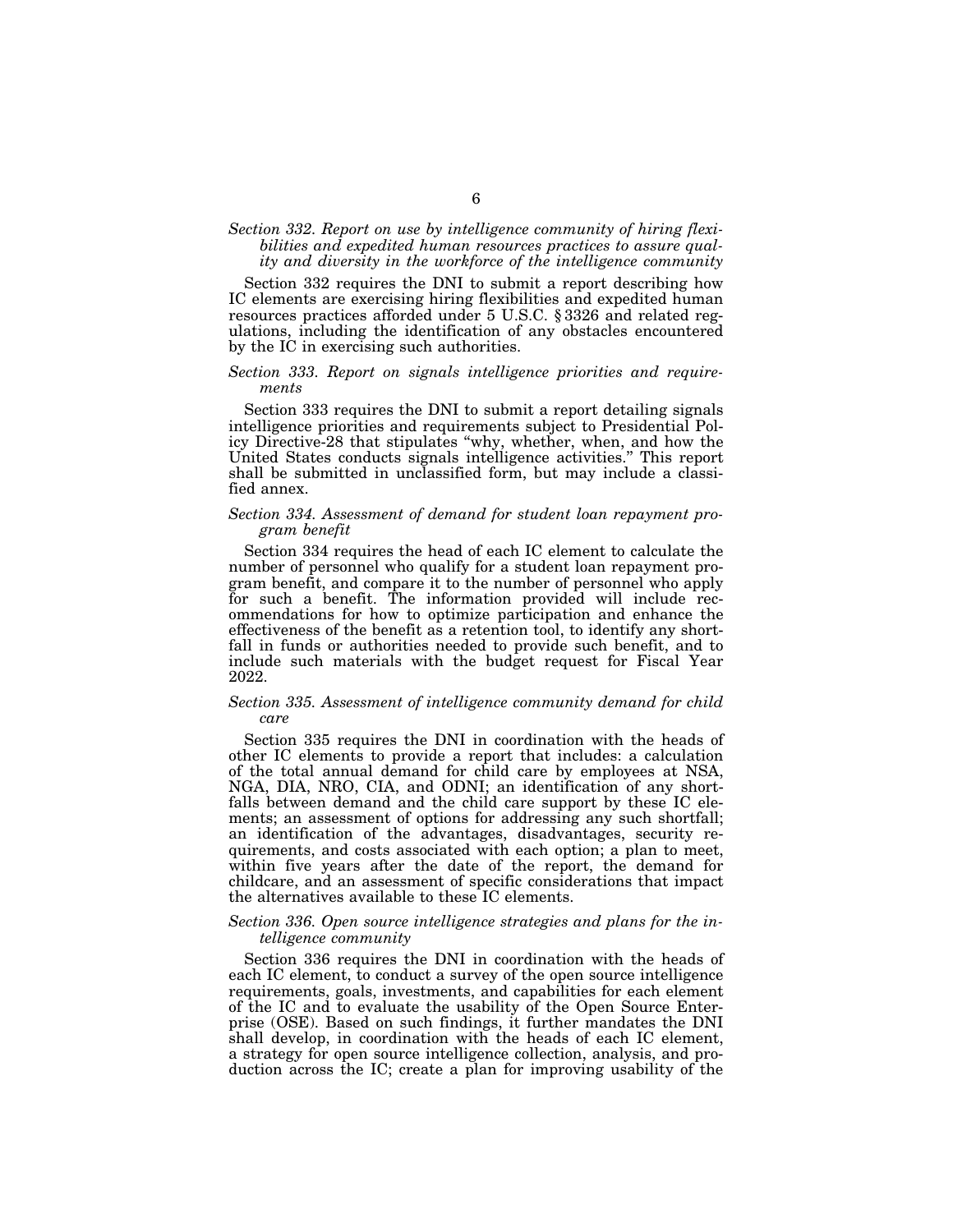*Section 332. Report on use by intelligence community of hiring flexibilities and expedited human resources practices to assure quality and diversity in the workforce of the intelligence community*

Section 332 requires the DNI to submit a report describing how IC elements are exercising hiring flexibilities and expedited human resources practices afforded under 5 U.S.C. § 3326 and related regulations, including the identification of any obstacles encountered by the IC in exercising such authorities.

*Section 333. Report on signals intelligence priorities and requirements*

Section 333 requires the DNI to submit a report detailing signals intelligence priorities and requirements subject to Presidential Policy Directive-28 that stipulates "why, whether, when, and how the United States conducts signals intelligence activities." This report shall be submitted in unclassified form, but may include a classified annex.

*Section 334. Assessment of demand for student loan repayment program benefit*

Section 334 requires the head of each IC element to calculate the number of personnel who qualify for a student loan repayment program benefit, and compare it to the number of personnel who apply for such a benefit. The information provided will include recommendations for how to optimize participation and enhance the effectiveness of the benefit as a retention tool, to identify any shortfall in funds or authorities needed to provide such benefit, and to include such materials with the budget request for Fiscal Year 2022.

*Section 335. Assessment of intelligence community demand for child care*

Section 335 requires the DNI in coordination with the heads of other IC elements to provide a report that includes: a calculation of the total annual demand for child care by employees at NSA, NGA, DIA, NRO, CIA, and ODNI; an identification of any shortfalls between demand and the child care support by these IC elements; an assessment of options for addressing any such shortfall; an identification of the advantages, disadvantages, security requirements, and costs associated with each option; a plan to meet, within five years after the date of the report, the demand for childcare, and an assessment of specific considerations that impact the alternatives available to these IC elements.

*Section 336. Open source intelligence strategies and plans for the intelligence community*

Section 336 requires the DNI in coordination with the heads of each IC element, to conduct a survey of the open source intelligence requirements, goals, investments, and capabilities for each element of the IC and to evaluate the usability of the Open Source Enterprise (OSE). Based on such findings, it further mandates the DNI shall develop, in coordination with the heads of each IC element, a strategy for open source intelligence collection, analysis, and production across the IC; create a plan for improving usability of the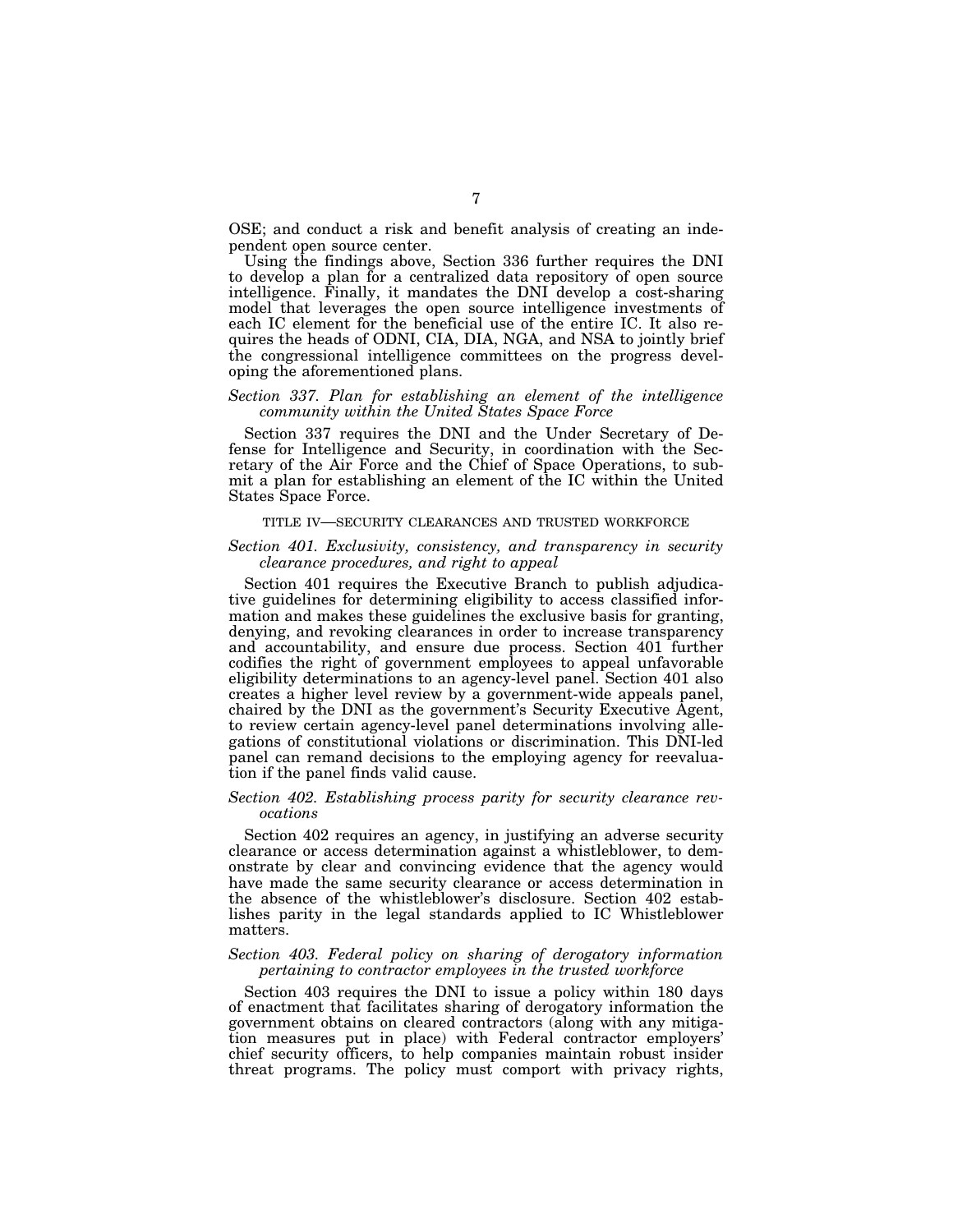OSE; and conduct a risk and benefit analysis of creating an independent open source center.

Using the findings above, Section 336 further requires the DNI to develop a plan for a centralized data repository of open source intelligence. Finally, it mandates the DNI develop a cost-sharing model that leverages the open source intelligence investments of each IC element for the beneficial use of the entire IC. It also requires the heads of ODNI, CIA, DIA, NGA, and NSA to jointly brief the congressional intelligence committees on the progress developing the aforementioned plans.

*Section 337. Plan for establishing an element of the intelligence community within the United States Space Force*

Section 337 requires the DNI and the Under Secretary of Defense for Intelligence and Security, in coordination with the Secretary of the Air Force and the Chief of Space Operations, to submit a plan for establishing an element of the IC within the United States Space Force.

## TITLE IV—SECURITY CLEARANCES AND TRUSTED WORKFORCE

*Section 401. Exclusivity, consistency, and transparency in security clearance procedures, and right to appeal*

Section 401 requires the Executive Branch to publish adjudicative guidelines for determining eligibility to access classified information and makes these guidelines the exclusive basis for granting, denying, and revoking clearances in order to increase transparency and accountability, and ensure due process. Section 401 further codifies the right of government employees to appeal unfavorable eligibility determinations to an agency-level panel. Section 401 also creates a higher level review by a government-wide appeals panel, chaired by the DNI as the government's Security Executive Agent, to review certain agency-level panel determinations involving allegations of constitutional violations or discrimination. This DNI-led panel can remand decisions to the employing agency for reevaluation if the panel finds valid cause.

*Section 402. Establishing process parity for security clearance revocations*

Section 402 requires an agency, in justifying an adverse security clearance or access determination against a whistleblower, to demonstrate by clear and convincing evidence that the agency would have made the same security clearance or access determination in the absence of the whistleblower's disclosure. Section 402 establishes parity in the legal standards applied to IC Whistleblower matters.

*Section 403. Federal policy on sharing of derogatory information pertaining to contractor employees in the trusted workforce*

Section 403 requires the DNI to issue a policy within 180 days of enactment that facilitates sharing of derogatory information the government obtains on cleared contractors (along with any mitigation measures put in place) with Federal contractor employers' chief security officers, to help companies maintain robust insider threat programs. The policy must comport with privacy rights,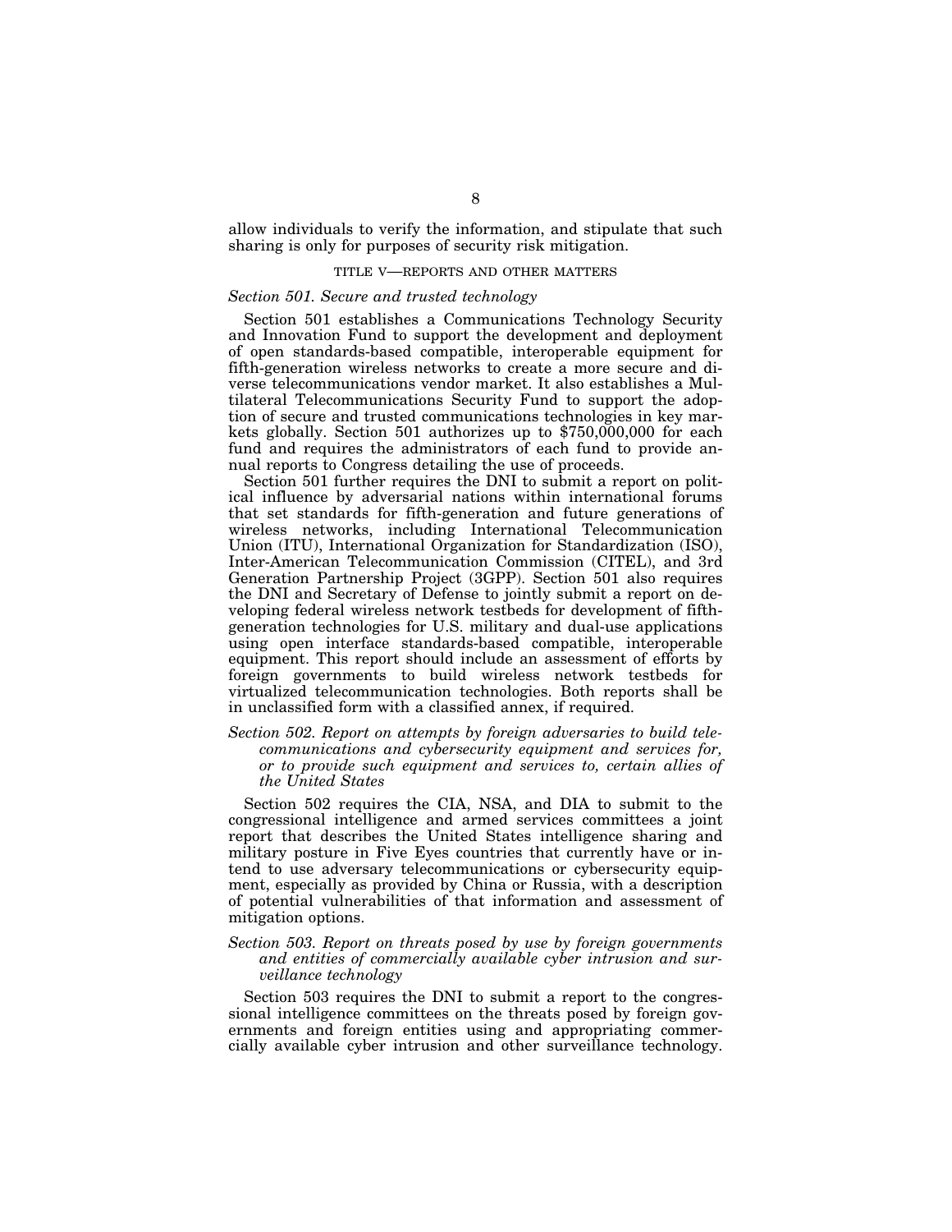allow individuals to verify the information, and stipulate that such sharing is only for purposes of security risk mitigation.

## TITLE V—REPORTS AND OTHER MATTERS

### *Section 501. Secure and trusted technology*

Section 501 establishes a Communications Technology Security and Innovation Fund to support the development and deployment of open standards-based compatible, interoperable equipment for fifth-generation wireless networks to create a more secure and diverse telecommunications vendor market. It also establishes a Multilateral Telecommunications Security Fund to support the adoption of secure and trusted communications technologies in key markets globally. Section 501 authorizes up to $750,000,000 for each fund and requires the administrators of each fund to provide annual reports to Congress detailing the use of proceeds.

Section 501 further requires the DNI to submit a report on political influence by adversarial nations within international forums that set standards for fifth-generation and future generations of wireless networks, including International Telecommunication Union (ITU), International Organization for Standardization (ISO), Inter-American Telecommunication Commission (CITEL), and 3rd Generation Partnership Project (3GPP). Section 501 also requires the DNI and Secretary of Defense to jointly submit a report on developing federal wireless network testbeds for development of fifth-generation technologies for U.S. military and dual-use applications using open interface standards-based compatible, interoperable equipment. This report should include an assessment of efforts by foreign governments to build wireless network testbeds for virtualized telecommunication technologies. Both reports shall be in unclassified form with a classified annex, if required.

### *Section 502. Report on attempts by foreign adversaries to build telecommunications and cybersecurity equipment and services for, or to provide such equipment and services to, certain allies of the United States*

Section 502 requires the CIA, NSA, and DIA to submit to the congressional intelligence and armed services committees a joint report that describes the United States intelligence sharing and military posture in Five Eyes countries that currently have or intend to use adversary telecommunications or cybersecurity equipment, especially as provided by China or Russia, with a description of potential vulnerabilities of that information and assessment of mitigation options.

### *Section 503. Report on threats posed by use by foreign governments and entities of commercially available cyber intrusion and surveillance technology*

Section 503 requires the DNI to submit a report to the congressional intelligence committees on the threats posed by foreign governments and foreign entities using and appropriating commercially available cyber intrusion and other surveillance technology.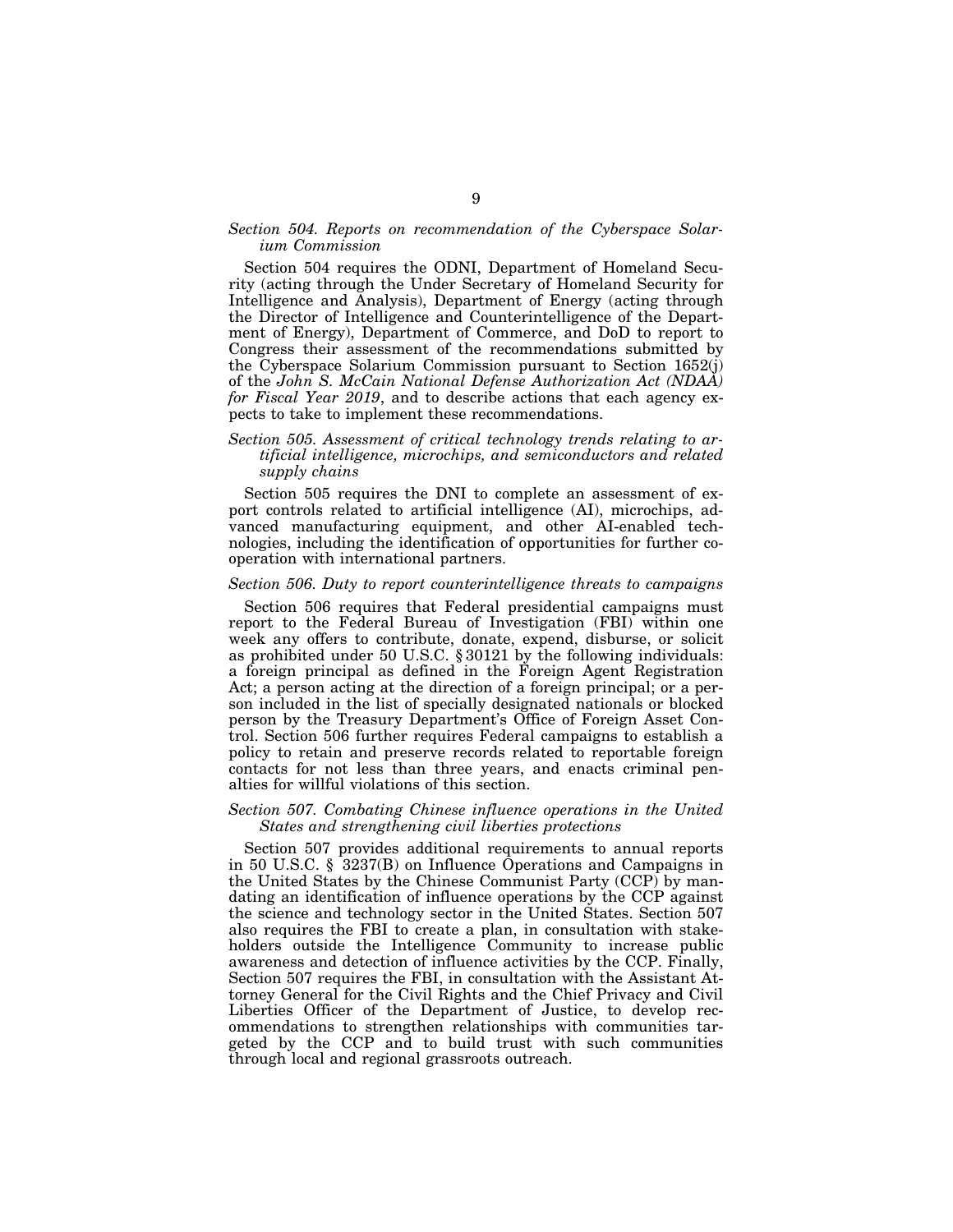*Section 504. Reports on recommendation of the Cyberspace Solarium Commission*

Section 504 requires the ODNI, Department of Homeland Security (acting through the Under Secretary of Homeland Security for Intelligence and Analysis), Department of Energy (acting through the Director of Intelligence and Counterintelligence of the Department of Energy), Department of Commerce, and DoD to report to Congress their assessment of the recommendations submitted by the Cyberspace Solarium Commission pursuant to Section 1652(j) of the *John S. McCain National Defense Authorization Act (NDAA) for Fiscal Year 2019*, and to describe actions that each agency expects to take to implement these recommendations.

*Section 505. Assessment of critical technology trends relating to artificial intelligence, microchips, and semiconductors and related supply chains*

Section 505 requires the DNI to complete an assessment of export controls related to artificial intelligence (AI), microchips, advanced manufacturing equipment, and other AI-enabled technologies, including the identification of opportunities for further cooperation with international partners.

*Section 506. Duty to report counterintelligence threats to campaigns*

Section 506 requires that Federal presidential campaigns must report to the Federal Bureau of Investigation (FBI) within one week any offers to contribute, donate, expend, disburse, or solicit as prohibited under 50 U.S.C. § 30121 by the following individuals: a foreign principal as defined in the Foreign Agent Registration Act; a person acting at the direction of a foreign principal; or a person included in the list of specially designated nationals or blocked person by the Treasury Department's Office of Foreign Asset Control. Section 506 further requires Federal campaigns to establish a policy to retain and preserve records related to reportable foreign contacts for not less than three years, and enacts criminal penalties for willful violations of this section.

*Section 507. Combating Chinese influence operations in the United States and strengthening civil liberties protections*

Section 507 provides additional requirements to annual reports in 50 U.S.C. § 3237(B) on Influence Operations and Campaigns in the United States by the Chinese Communist Party (CCP) by mandating an identification of influence operations by the CCP against the science and technology sector in the United States. Section 507 also requires the FBI to create a plan, in consultation with stakeholders outside the Intelligence Community to increase public awareness and detection of influence activities by the CCP. Finally, Section 507 requires the FBI, in consultation with the Assistant Attorney General for the Civil Rights and the Chief Privacy and Civil Liberties Officer of the Department of Justice, to develop recommendations to strengthen relationships with communities targeted by the CCP and to build trust with such communities through local and regional grassroots outreach.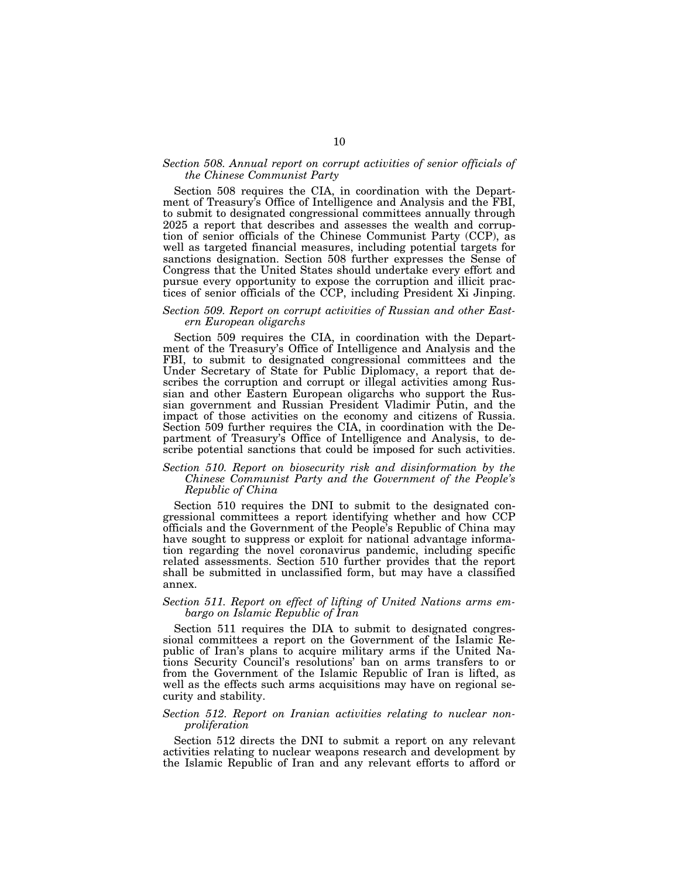*Section 508. Annual report on corrupt activities of senior officials of the Chinese Communist Party*

Section 508 requires the CIA, in coordination with the Department of Treasury's Office of Intelligence and Analysis and the FBI, to submit to designated congressional committees annually through 2025 a report that describes and assesses the wealth and corruption of senior officials of the Chinese Communist Party (CCP), as well as targeted financial measures, including potential targets for sanctions designation. Section 508 further expresses the Sense of Congress that the United States should undertake every effort and pursue every opportunity to expose the corruption and illicit practices of senior officials of the CCP, including President Xi Jinping.

*Section 509. Report on corrupt activities of Russian and other Eastern European oligarchs*

Section 509 requires the CIA, in coordination with the Department of the Treasury's Office of Intelligence and Analysis and the FBI, to submit to designated congressional committees and the Under Secretary of State for Public Diplomacy, a report that describes the corruption and corrupt or illegal activities among Russian and other Eastern European oligarchs who support the Russian government and Russian President Vladimir Putin, and the impact of those activities on the economy and citizens of Russia. Section 509 further requires the CIA, in coordination with the Department of Treasury's Office of Intelligence and Analysis, to describe potential sanctions that could be imposed for such activities.

*Section 510. Report on biosecurity risk and disinformation by the Chinese Communist Party and the Government of the People's Republic of China*

Section 510 requires the DNI to submit to the designated congressional committees a report identifying whether and how CCP officials and the Government of the People's Republic of China may have sought to suppress or exploit for national advantage information regarding the novel coronavirus pandemic, including specific related assessments. Section 510 further provides that the report shall be submitted in unclassified form, but may have a classified annex.

*Section 511. Report on effect of lifting of United Nations arms embargo on Islamic Republic of Iran*

Section 511 requires the DIA to submit to designated congressional committees a report on the Government of the Islamic Republic of Iran's plans to acquire military arms if the United Nations Security Council's resolutions' ban on arms transfers to or from the Government of the Islamic Republic of Iran is lifted, as well as the effects such arms acquisitions may have on regional security and stability.

*Section 512. Report on Iranian activities relating to nuclear nonproliferation*

Section 512 directs the DNI to submit a report on any relevant activities relating to nuclear weapons research and development by the Islamic Republic of Iran and any relevant efforts to afford or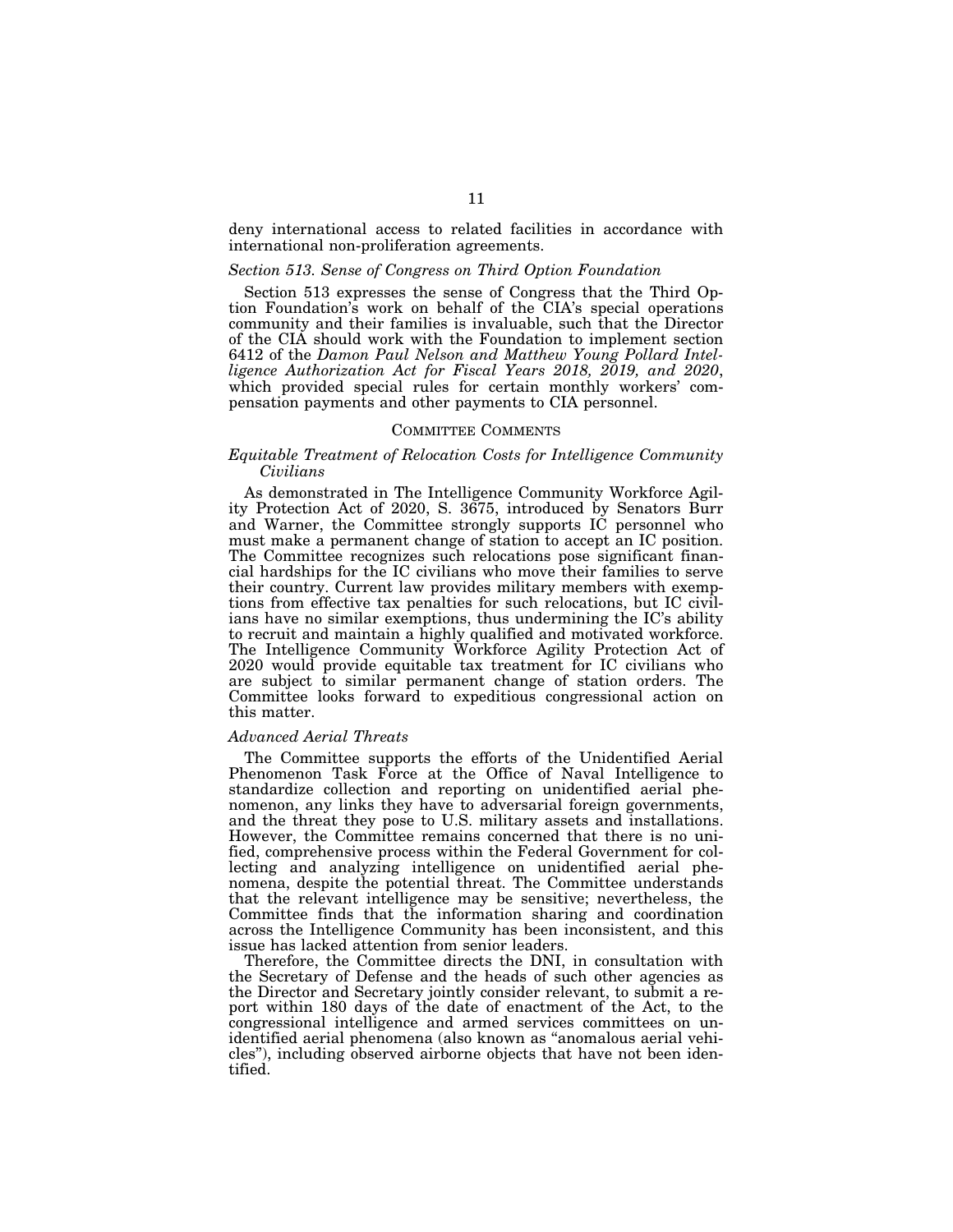deny international access to related facilities in accordance with international non-proliferation agreements.

### *Section 513. Sense of Congress on Third Option Foundation*

Section 513 expresses the sense of Congress that the Third Option Foundation's work on behalf of the CIA's special operations community and their families is invaluable, such that the Director of the CIA should work with the Foundation to implement section 6412 of the *Damon Paul Nelson and Matthew Young Pollard Intelligence Authorization Act for Fiscal Years 2018, 2019, and 2020*, which provided special rules for certain monthly workers' compensation payments and other payments to CIA personnel.

## COMMITTEE COMMENTS

### *Equitable Treatment of Relocation Costs for Intelligence Community Civilians*

As demonstrated in The Intelligence Community Workforce Agility Protection Act of 2020, S. 3675, introduced by Senators Burr and Warner, the Committee strongly supports IC personnel who must make a permanent change of station to accept an IC position. The Committee recognizes such relocations pose significant financial hardships for the IC civilians who move their families to serve their country. Current law provides military members with exemptions from effective tax penalties for such relocations, but IC civilians have no similar exemptions, thus undermining the IC's ability to recruit and maintain a highly qualified and motivated workforce. The Intelligence Community Workforce Agility Protection Act of 2020 would provide equitable tax treatment for IC civilians who are subject to similar permanent change of station orders. The Committee looks forward to expeditious congressional action on this matter.

### *Advanced Aerial Threats*

The Committee supports the efforts of the Unidentified Aerial Phenomenon Task Force at the Office of Naval Intelligence to standardize collection and reporting on unidentified aerial phenomenon, any links they have to adversarial foreign governments, and the threat they pose to U.S. military assets and installations. However, the Committee remains concerned that there is no unified, comprehensive process within the Federal Government for collecting and analyzing intelligence on unidentified aerial phenomena, despite the potential threat. The Committee understands that the relevant intelligence may be sensitive; nevertheless, the Committee finds that the information sharing and coordination across the Intelligence Community has been inconsistent, and this issue has lacked attention from senior leaders.

Therefore, the Committee directs the DNI, in consultation with the Secretary of Defense and the heads of such other agencies as the Director and Secretary jointly consider relevant, to submit a report within 180 days of the date of enactment of the Act, to the congressional intelligence and armed services committees on unidentified aerial phenomena (also known as "anomalous aerial vehicles"), including observed airborne objects that have not been identified.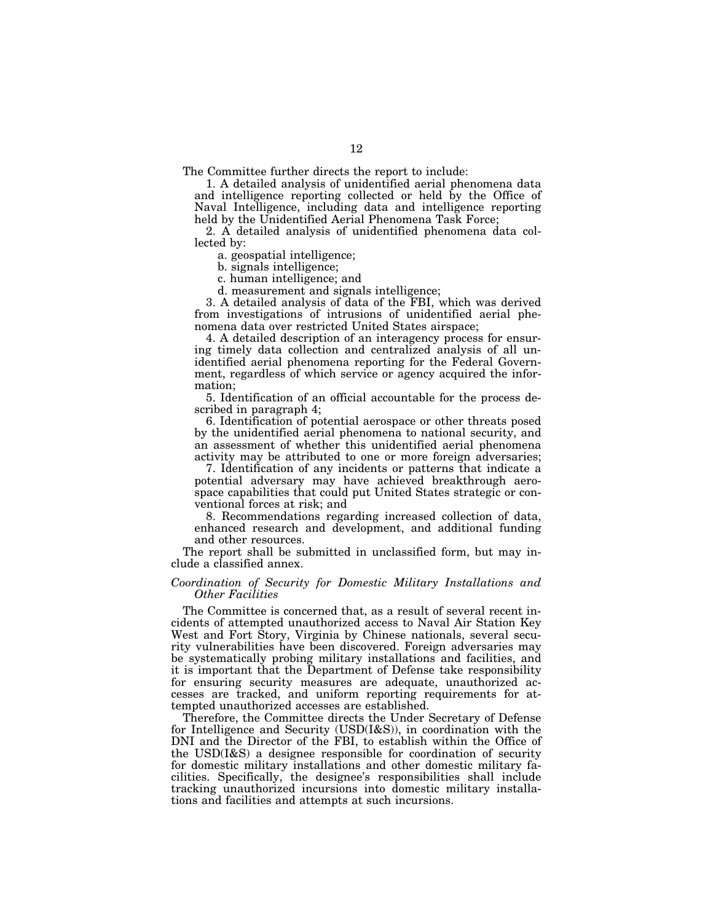The Committee further directs the report to include:

1. A detailed analysis of unidentified aerial phenomena data and intelligence reporting collected or held by the Office of Naval Intelligence, including data and intelligence reporting held by the Unidentified Aerial Phenomena Task Force;
2. A detailed analysis of unidentified phenomena data collected by:
   a. geospatial intelligence;
   b. signals intelligence;
   c. human intelligence; and
   d. measurement and signals intelligence;
3. A detailed analysis of data of the FBI, which was derived from investigations of intrusions of unidentified aerial phenomena data over restricted United States airspace;
4. A detailed description of an interagency process for ensuring timely data collection and centralized analysis of all unidentified aerial phenomena reporting for the Federal Government, regardless of which service or agency acquired the information;
5. Identification of an official accountable for the process described in paragraph 4;
6. Identification of potential aerospace or other threats posed by the unidentified aerial phenomena to national security, and an assessment of whether this unidentified aerial phenomena activity may be attributed to one or more foreign adversaries;
7. Identification of any incidents or patterns that indicate a potential adversary may have achieved breakthrough aerospace capabilities that could put United States strategic or conventional forces at risk; and
8. Recommendations regarding increased collection of data, enhanced research and development, and additional funding and other resources.

The report shall be submitted in unclassified form, but may include a classified annex.

*Coordination of Security for Domestic Military Installations and Other Facilities*

The Committee is concerned that, as a result of several recent incidents of attempted unauthorized access to Naval Air Station Key West and Fort Story, Virginia by Chinese nationals, several security vulnerabilities have been discovered. Foreign adversaries may be systematically probing military installations and facilities, and it is important that the Department of Defense take responsibility for ensuring security measures are adequate, unauthorized accesses are tracked, and uniform reporting requirements for attempted unauthorized accesses are established.

Therefore, the Committee directs the Under Secretary of Defense for Intelligence and Security (USD(I&S)), in coordination with the DNI and the Director of the FBI, to establish within the Office of the USD(I&S) a designee responsible for coordination of security for domestic military installations and other domestic military facilities. Specifically, the designee's responsibilities shall include tracking unauthorized incursions into domestic military installations and facilities and attempts at such incursions.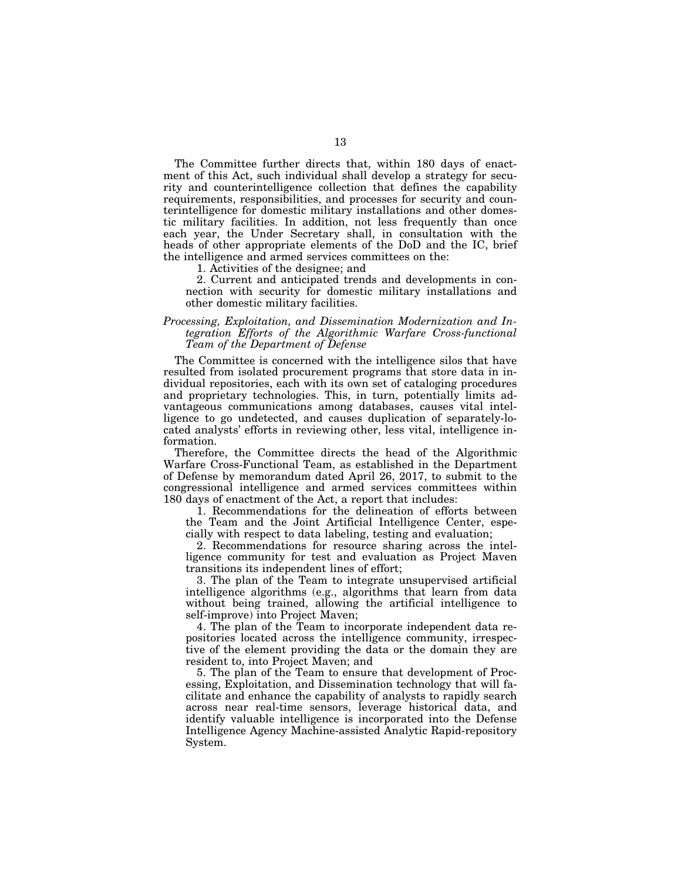The Committee further directs that, within 180 days of enactment of this Act, such individual shall develop a strategy for security and counterintelligence collection that defines the capability requirements, responsibilities, and processes for security and counterintelligence for domestic military installations and other domestic military facilities. In addition, not less frequently than once each year, the Under Secretary shall, in consultation with the heads of other appropriate elements of the DoD and the IC, brief the intelligence and armed services committees on the:

1. Activities of the designee; and
2. Current and anticipated trends and developments in connection with security for domestic military installations and other domestic military facilities.

*Processing, Exploitation, and Dissemination Modernization and Integration Efforts of the Algorithmic Warfare Cross-functional Team of the Department of Defense*

The Committee is concerned with the intelligence silos that have resulted from isolated procurement programs that store data in individual repositories, each with its own set of cataloging procedures and proprietary technologies. This, in turn, potentially limits advantageous communications among databases, causes vital intelligence to go undetected, and causes duplication of separately-located analysts' efforts in reviewing other, less vital, intelligence information.

Therefore, the Committee directs the head of the Algorithmic Warfare Cross-Functional Team, as established in the Department of Defense by memorandum dated April 26, 2017, to submit to the congressional intelligence and armed services committees within 180 days of enactment of the Act, a report that includes:

1. Recommendations for the delineation of efforts between the Team and the Joint Artificial Intelligence Center, especially with respect to data labeling, testing and evaluation;
2. Recommendations for resource sharing across the intelligence community for test and evaluation as Project Maven transitions its independent lines of effort;
3. The plan of the Team to integrate unsupervised artificial intelligence algorithms (e.g., algorithms that learn from data without being trained, allowing the artificial intelligence to self-improve) into Project Maven;
4. The plan of the Team to incorporate independent data repositories located across the intelligence community, irrespective of the element providing the data or the domain they are resident to, into Project Maven; and
5. The plan of the Team to ensure that development of Processing, Exploitation, and Dissemination technology that will facilitate and enhance the capability of analysts to rapidly search across near real-time sensors, leverage historical data, and identify valuable intelligence is incorporated into the Defense Intelligence Agency Machine-assisted Analytic Rapid-repository System.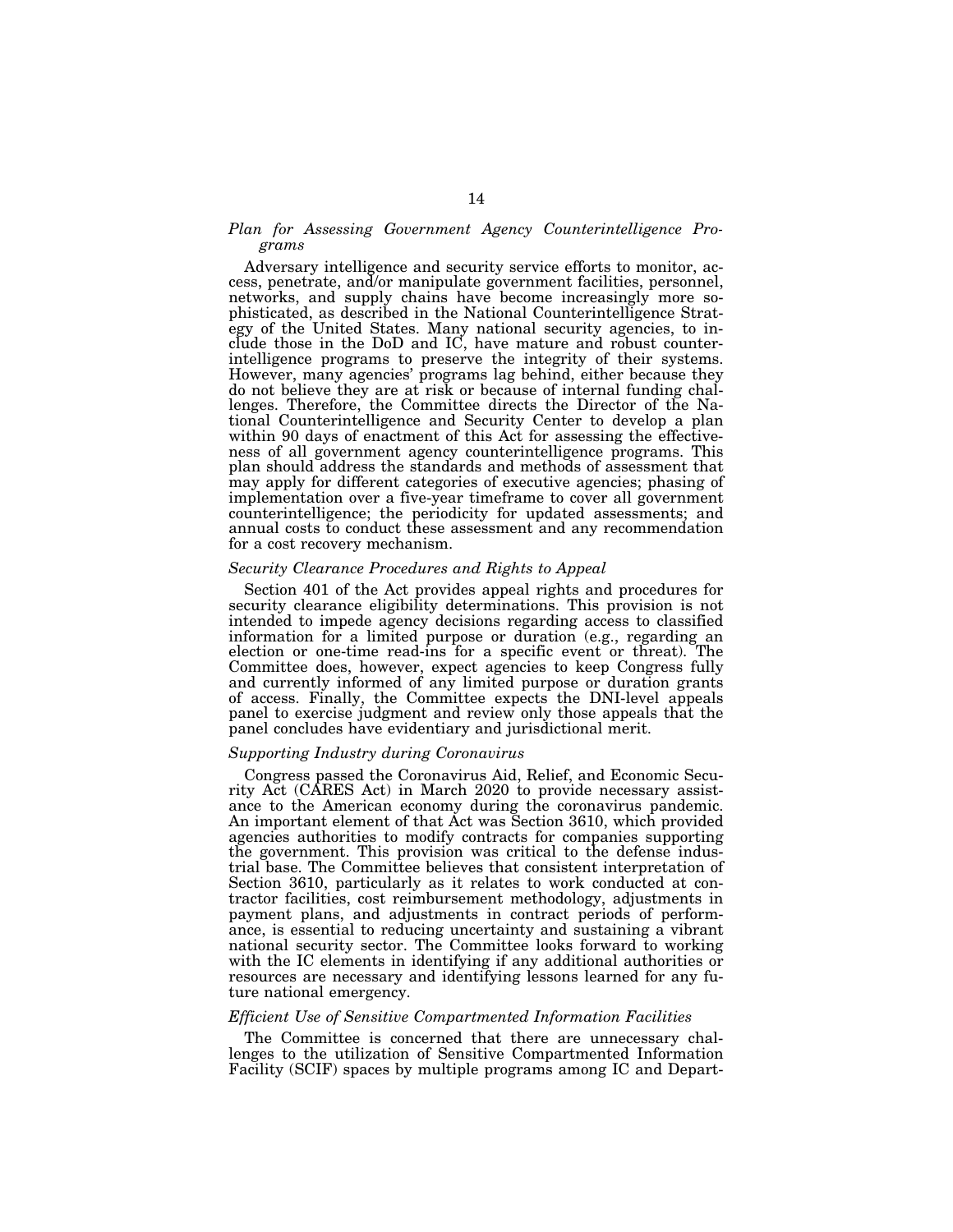*Plan for Assessing Government Agency Counterintelligence Programs*

Adversary intelligence and security service efforts to monitor, access, penetrate, and/or manipulate government facilities, personnel, networks, and supply chains have become increasingly more sophisticated, as described in the National Counterintelligence Strategy of the United States. Many national security agencies, to include those in the DoD and IC, have mature and robust counterintelligence programs to preserve the integrity of their systems. However, many agencies' programs lag behind, either because they do not believe they are at risk or because of internal funding challenges. Therefore, the Committee directs the Director of the National Counterintelligence and Security Center to develop a plan within 90 days of enactment of this Act for assessing the effectiveness of all government agency counterintelligence programs. This plan should address the standards and methods of assessment that may apply for different categories of executive agencies; phasing of implementation over a five-year timeframe to cover all government counterintelligence; the periodicity for updated assessments; and annual costs to conduct these assessment and any recommendation for a cost recovery mechanism.

*Security Clearance Procedures and Rights to Appeal*

Section 401 of the Act provides appeal rights and procedures for security clearance eligibility determinations. This provision is not intended to impede agency decisions regarding access to classified information for a limited purpose or duration (e.g., regarding an election or one-time read-ins for a specific event or threat). The Committee does, however, expect agencies to keep Congress fully and currently informed of any limited purpose or duration grants of access. Finally, the Committee expects the DNI-level appeals panel to exercise judgment and review only those appeals that the panel concludes have evidentiary and jurisdictional merit.

*Supporting Industry during Coronavirus*

Congress passed the Coronavirus Aid, Relief, and Economic Security Act (CARES Act) in March 2020 to provide necessary assistance to the American economy during the coronavirus pandemic. An important element of that Act was Section 3610, which provided agencies authorities to modify contracts for companies supporting the government. This provision was critical to the defense industrial base. The Committee believes that consistent interpretation of Section 3610, particularly as it relates to work conducted at contractor facilities, cost reimbursement methodology, adjustments in payment plans, and adjustments in contract periods of performance, is essential to reducing uncertainty and sustaining a vibrant national security sector. The Committee looks forward to working with the IC elements in identifying if any additional authorities or resources are necessary and identifying lessons learned for any future national emergency.

*Efficient Use of Sensitive Compartmented Information Facilities*

The Committee is concerned that there are unnecessary challenges to the utilization of Sensitive Compartmented Information Facility (SCIF) spaces by multiple programs among IC and Depart-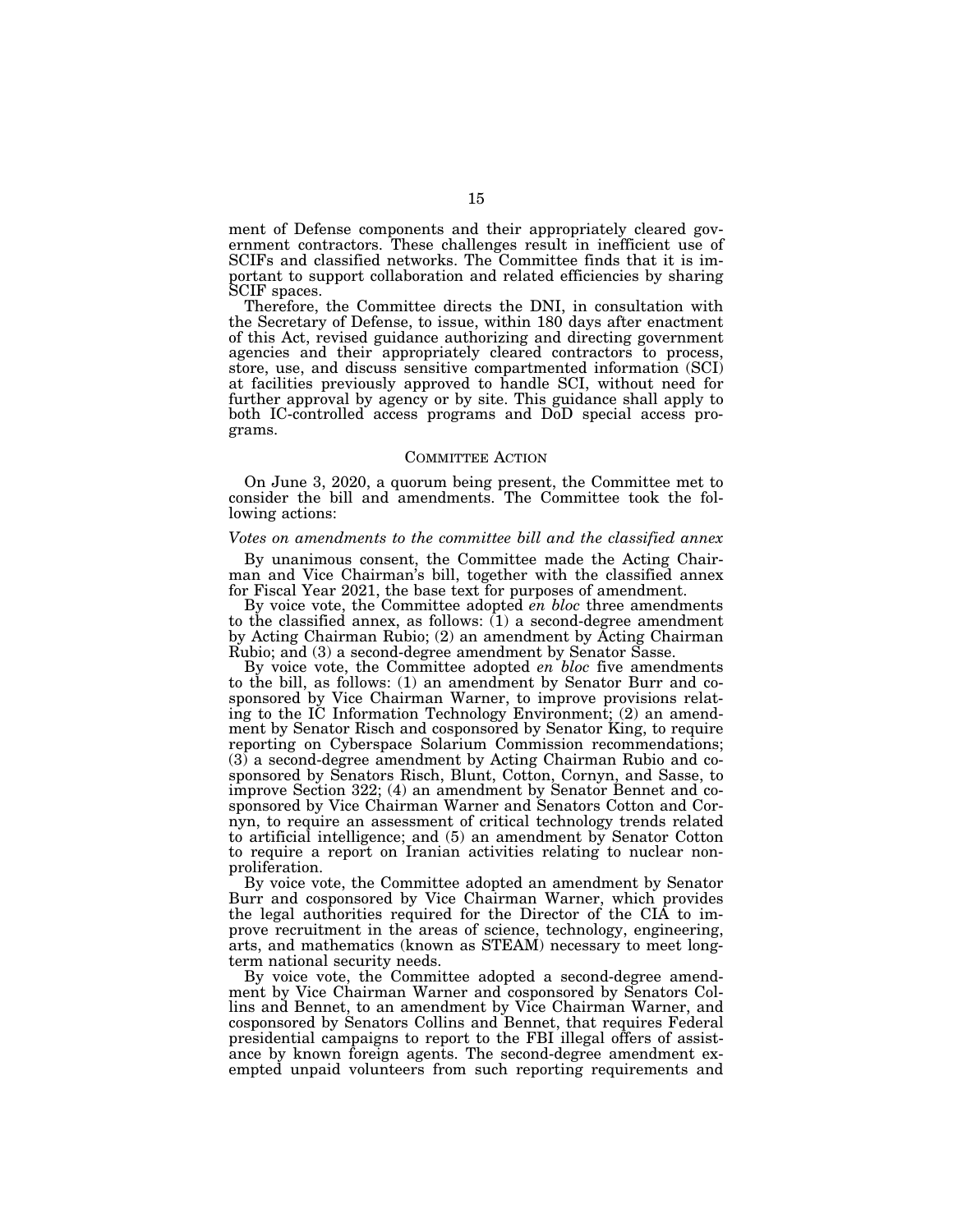ment of Defense components and their appropriately cleared government contractors. These challenges result in inefficient use of SCIFs and classified networks. The Committee finds that it is important to support collaboration and related efficiencies by sharing SCIF spaces.

Therefore, the Committee directs the DNI, in consultation with the Secretary of Defense, to issue, within 180 days after enactment of this Act, revised guidance authorizing and directing government agencies and their appropriately cleared contractors to process, store, use, and discuss sensitive compartmented information (SCI) at facilities previously approved to handle SCI, without need for further approval by agency or by site. This guidance shall apply to both IC-controlled access programs and DoD special access programs.

## COMMITTEE ACTION

On June 3, 2020, a quorum being present, the Committee met to consider the bill and amendments. The Committee took the following actions:

### *Votes on amendments to the committee bill and the classified annex*

By unanimous consent, the Committee made the Acting Chairman and Vice Chairman's bill, together with the classified annex for Fiscal Year 2021, the base text for purposes of amendment.

By voice vote, the Committee adopted *en bloc* three amendments to the classified annex, as follows: (1) a second-degree amendment by Acting Chairman Rubio; (2) an amendment by Acting Chairman Rubio; and (3) a second-degree amendment by Senator Sasse.

By voice vote, the Committee adopted *en bloc* five amendments to the bill, as follows: (1) an amendment by Senator Burr and cosponsored by Vice Chairman Warner, to improve provisions relating to the IC Information Technology Environment; (2) an amendment by Senator Risch and cosponsored by Senator King, to require reporting on Cyberspace Solarium Commission recommendations; (3) a second-degree amendment by Acting Chairman Rubio and cosponsored by Senators Risch, Blunt, Cotton, Cornyn, and Sasse, to improve Section 322; (4) an amendment by Senator Bennet and cosponsored by Vice Chairman Warner and Senators Cotton and Cornyn, to require an assessment of critical technology trends related to artificial intelligence; and (5) an amendment by Senator Cotton to require a report on Iranian activities relating to nuclear nonproliferation.

By voice vote, the Committee adopted an amendment by Senator Burr and cosponsored by Vice Chairman Warner, which provides the legal authorities required for the Director of the CIA to improve recruitment in the areas of science, technology, engineering, arts, and mathematics (known as STEAM) necessary to meet long-term national security needs.

By voice vote, the Committee adopted a second-degree amendment by Vice Chairman Warner and cosponsored by Senators Collins and Bennet, to an amendment by Vice Chairman Warner, and cosponsored by Senators Collins and Bennet, that requires Federal presidential campaigns to report to the FBI illegal offers of assistance by known foreign agents. The second-degree amendment exempted unpaid volunteers from such reporting requirements and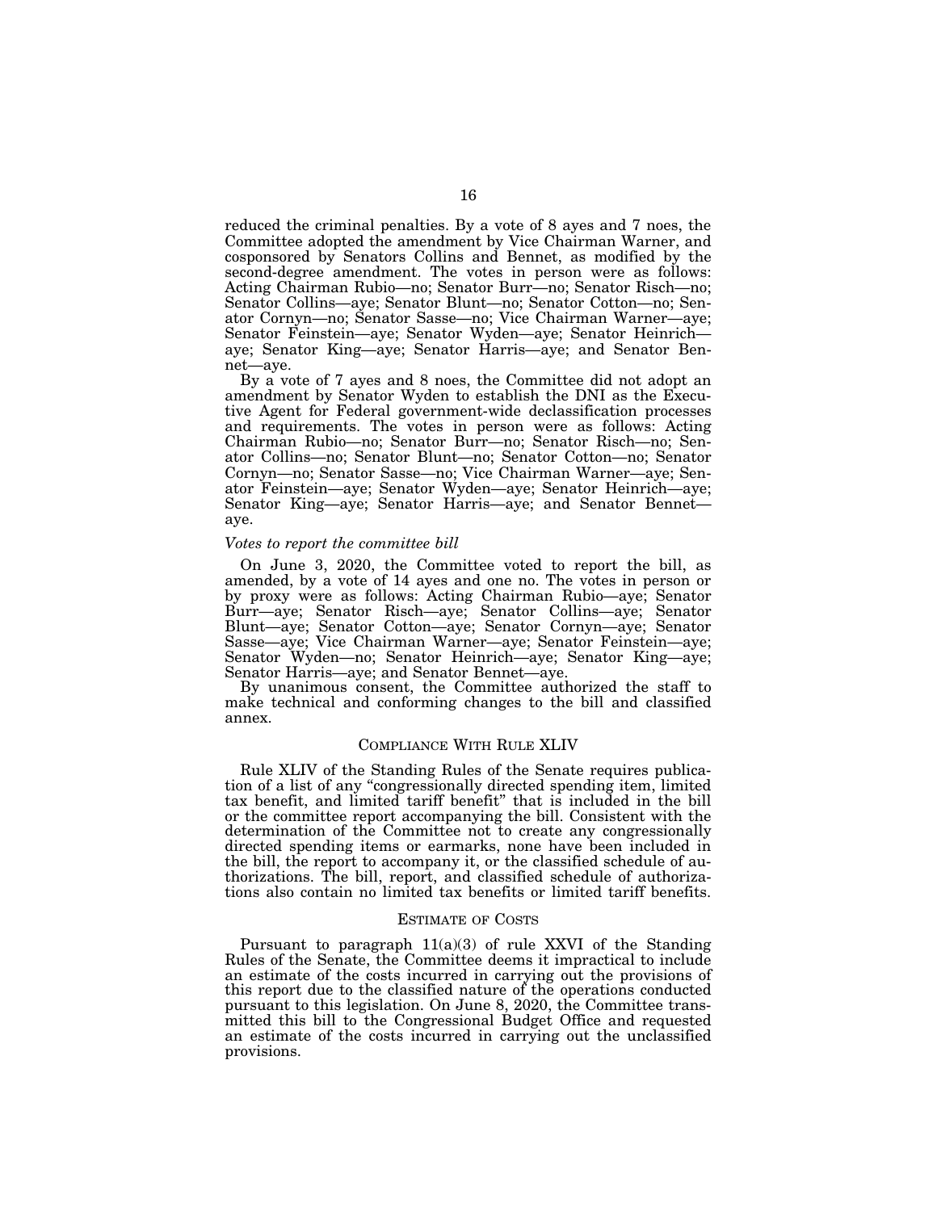reduced the criminal penalties. By a vote of 8 ayes and 7 noes, the Committee adopted the amendment by Vice Chairman Warner, and cosponsored by Senators Collins and Bennet, as modified by the second-degree amendment. The votes in person were as follows: Acting Chairman Rubio—no; Senator Burr—no; Senator Risch—no; Senator Collins—aye; Senator Blunt—no; Senator Cotton—no; Senator Cornyn—no; Senator Sasse—no; Vice Chairman Warner—aye; Senator Feinstein—aye; Senator Wyden—aye; Senator Heinrich—aye; Senator King—aye; Senator Harris—aye; and Senator Bennet—aye.

By a vote of 7 ayes and 8 noes, the Committee did not adopt an amendment by Senator Wyden to establish the DNI as the Executive Agent for Federal government-wide declassification processes and requirements. The votes in person were as follows: Acting Chairman Rubio—no; Senator Burr—no; Senator Risch—no; Senator Collins—no; Senator Blunt—no; Senator Cotton—no; Senator Cornyn—no; Senator Sasse—no; Vice Chairman Warner—aye; Senator Feinstein—aye; Senator Wyden—aye; Senator Heinrich—aye; Senator King—aye; Senator Harris—aye; and Senator Bennet—aye.

*Votes to report the committee bill*

On June 3, 2020, the Committee voted to report the bill, as amended, by a vote of 14 ayes and one no. The votes in person or by proxy were as follows: Acting Chairman Rubio—aye; Senator Burr—aye; Senator Risch—aye; Senator Collins—aye; Senator Blunt—aye; Senator Cotton—aye; Senator Cornyn—aye; Senator Sasse—aye; Vice Chairman Warner—aye; Senator Feinstein—aye; Senator Wyden—no; Senator Heinrich—aye; Senator King—aye; Senator Harris—aye; and Senator Bennet—aye.

By unanimous consent, the Committee authorized the staff to make technical and conforming changes to the bill and classified annex.

## COMPLIANCE WITH RULE XLIV

Rule XLIV of the Standing Rules of the Senate requires publication of a list of any "congressionally directed spending item, limited tax benefit, and limited tariff benefit" that is included in the bill or the committee report accompanying the bill. Consistent with the determination of the Committee not to create any congressionally directed spending items or earmarks, none have been included in the bill, the report to accompany it, or the classified schedule of authorizations. The bill, report, and classified schedule of authorizations also contain no limited tax benefits or limited tariff benefits.

## ESTIMATE OF COSTS

Pursuant to paragraph 11(a)(3) of rule XXVI of the Standing Rules of the Senate, the Committee deems it impractical to include an estimate of the costs incurred in carrying out the provisions of this report due to the classified nature of the operations conducted pursuant to this legislation. On June 8, 2020, the Committee transmitted this bill to the Congressional Budget Office and requested an estimate of the costs incurred in carrying out the unclassified provisions.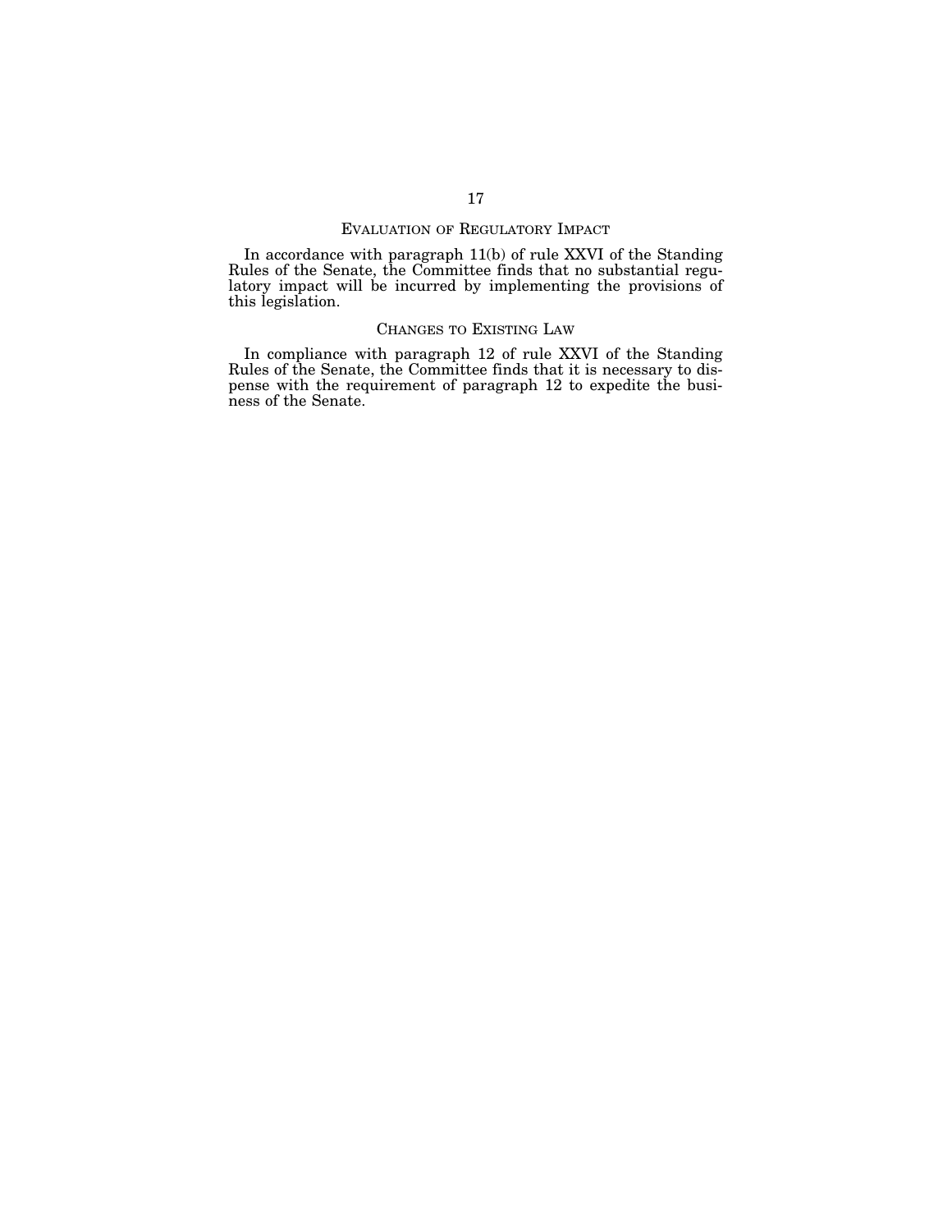## Evaluation of Regulatory Impact

In accordance with paragraph 11(b) of rule XXVI of the Standing Rules of the Senate, the Committee finds that no substantial regulatory impact will be incurred by implementing the provisions of this legislation.

## Changes to Existing Law

In compliance with paragraph 12 of rule XXVI of the Standing Rules of the Senate, the Committee finds that it is necessary to dispense with the requirement of paragraph 12 to expedite the business of the Senate.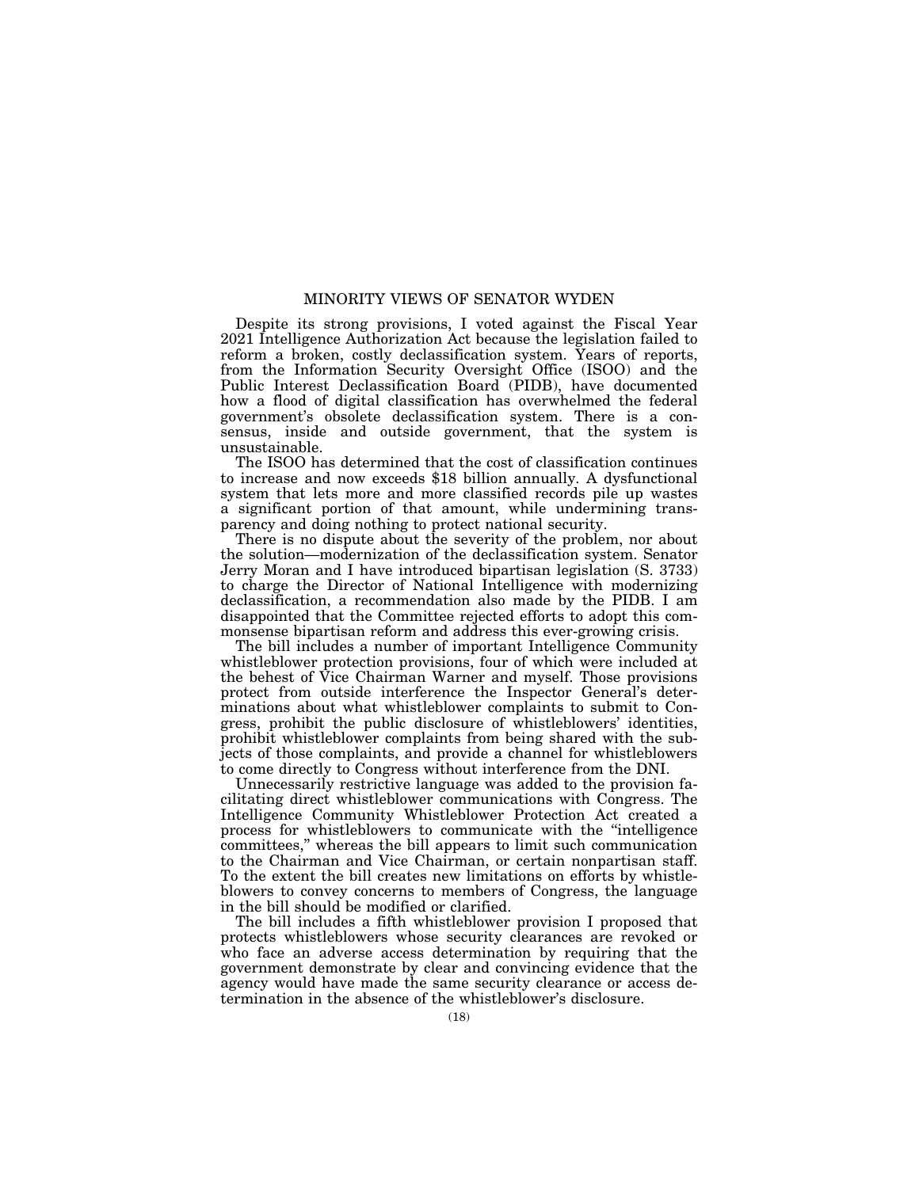## MINORITY VIEWS OF SENATOR WYDEN

Despite its strong provisions, I voted against the Fiscal Year 2021 Intelligence Authorization Act because the legislation failed to reform a broken, costly declassification system. Years of reports, from the Information Security Oversight Office (ISOO) and the Public Interest Declassification Board (PIDB), have documented how a flood of digital classification has overwhelmed the federal government's obsolete declassification system. There is a consensus, inside and outside government, that the system is unsustainable.

The ISOO has determined that the cost of classification continues to increase and now exceeds $18 billion annually. A dysfunctional system that lets more and more classified records pile up wastes a significant portion of that amount, while undermining transparency and doing nothing to protect national security.

There is no dispute about the severity of the problem, nor about the solution—modernization of the declassification system. Senator Jerry Moran and I have introduced bipartisan legislation (S. 3733) to charge the Director of National Intelligence with modernizing declassification, a recommendation also made by the PIDB. I am disappointed that the Committee rejected efforts to adopt this commonsense bipartisan reform and address this ever-growing crisis.

The bill includes a number of important Intelligence Community whistleblower protection provisions, four of which were included at the behest of Vice Chairman Warner and myself. Those provisions protect from outside interference the Inspector General's determinations about what whistleblower complaints to submit to Congress, prohibit the public disclosure of whistleblowers' identities, prohibit whistleblower complaints from being shared with the subjects of those complaints, and provide a channel for whistleblowers to come directly to Congress without interference from the DNI.

Unnecessarily restrictive language was added to the provision facilitating direct whistleblower communications with Congress. The Intelligence Community Whistleblower Protection Act created a process for whistleblowers to communicate with the "intelligence committees," whereas the bill appears to limit such communication to the Chairman and Vice Chairman, or certain nonpartisan staff. To the extent the bill creates new limitations on efforts by whistleblowers to convey concerns to members of Congress, the language in the bill should be modified or clarified.

The bill includes a fifth whistleblower provision I proposed that protects whistleblowers whose security clearances are revoked or who face an adverse access determination by requiring that the government demonstrate by clear and convincing evidence that the agency would have made the same security clearance or access determination in the absence of the whistleblower's disclosure.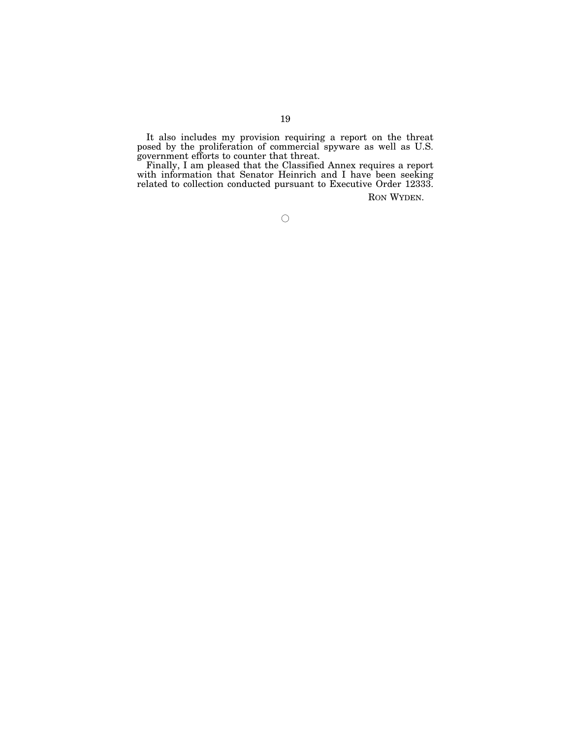It also includes my provision requiring a report on the threat posed by the proliferation of commercial spyware as well as U.S. government efforts to counter that threat.

Finally, I am pleased that the Classified Annex requires a report with information that Senator Heinrich and I have been seeking related to collection conducted pursuant to Executive Order 12333.

RON WYDEN.